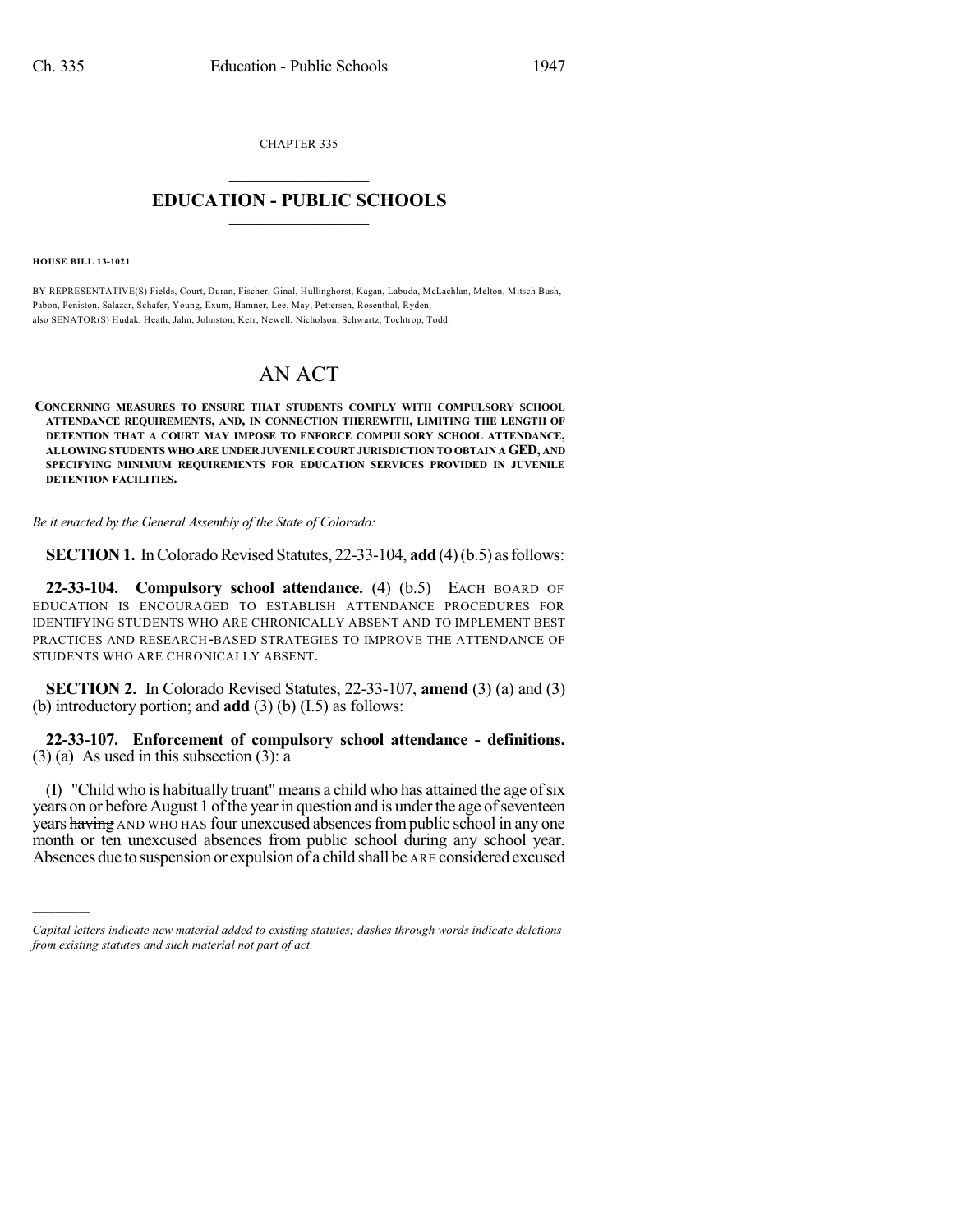CHAPTER 335

# EDUCATION - PUBLIC SCHOOLS

**HOUSE BILL 13-1021**

BY REPRESENTATIVE(S) Fields, Court, Duran, Fischer, Ginal, Hullinghorst, Kagan, Labuda, McLachlan, Melton, Mitsch Bush, Pabon, Peniston, Salazar, Schafer, Young, Exum, Hamner, Lee, May, Pettersen, Rosenthal, Ryden;
also SENATOR(S) Hudak, Heath, Jahn, Johnston, Kerr, Newell, Nicholson, Schwartz, Tochtrop, Todd.

# AN ACT

**CONCERNING MEASURES TO ENSURE THAT STUDENTS COMPLY WITH COMPULSORY SCHOOL ATTENDANCE REQUIREMENTS, AND, IN CONNECTION THEREWITH, LIMITING THE LENGTH OF DETENTION THAT A COURT MAY IMPOSE TO ENFORCE COMPULSORY SCHOOL ATTENDANCE, ALLOWING STUDENTS WHO ARE UNDER JUVENILE COURT JURISDICTION TO OBTAIN A GED, AND SPECIFYING MINIMUM REQUIREMENTS FOR EDUCATION SERVICES PROVIDED IN JUVENILE DETENTION FACILITIES.**

*Be it enacted by the General Assembly of the State of Colorado:*

**SECTION 1.** In Colorado Revised Statutes, 22-33-104, **add** (4) (b.5) as follows:

**22-33-104. Compulsory school attendance.** (4) (b.5) EACH BOARD OF EDUCATION IS ENCOURAGED TO ESTABLISH ATTENDANCE PROCEDURES FOR IDENTIFYING STUDENTS WHO ARE CHRONICALLY ABSENT AND TO IMPLEMENT BEST PRACTICES AND RESEARCH-BASED STRATEGIES TO IMPROVE THE ATTENDANCE OF STUDENTS WHO ARE CHRONICALLY ABSENT.

**SECTION 2.** In Colorado Revised Statutes, 22-33-107, **amend** (3) (a) and (3) (b) introductory portion; and **add** (3) (b) (I.5) as follows:

**22-33-107. Enforcement of compulsory school attendance - definitions.** (3) (a) As used in this subsection (3): ~~a~~

(I) "Child who is habitually truant" means a child who has attained the age of six years on or before August 1 of the year in question and is under the age of seventeen years ~~having~~ AND WHO HAS four unexcused absences from public school in any one month or ten unexcused absences from public school during any school year. Absences due to suspension or expulsion of a child ~~shall be~~ ARE considered excused

---

*Capital letters indicate new material added to existing statutes; dashes through words indicate deletions from existing statutes and such material not part of act.*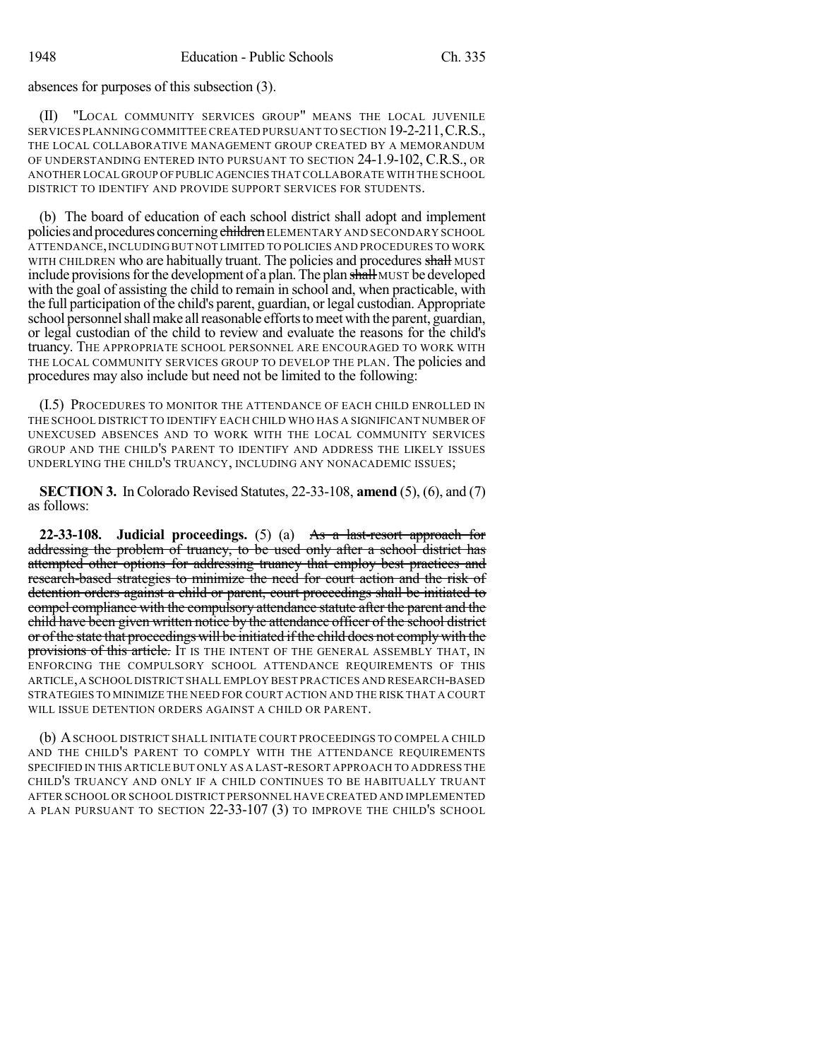absences for purposes of this subsection (3).

(II) "LOCAL COMMUNITY SERVICES GROUP" MEANS THE LOCAL JUVENILE SERVICES PLANNING COMMITTEE CREATED PURSUANT TO SECTION 19-2-211, C.R.S., THE LOCAL COLLABORATIVE MANAGEMENT GROUP CREATED BY A MEMORANDUM OF UNDERSTANDING ENTERED INTO PURSUANT TO SECTION 24-1.9-102, C.R.S., OR ANOTHER LOCAL GROUP OF PUBLIC AGENCIES THAT COLLABORATE WITH THE SCHOOL DISTRICT TO IDENTIFY AND PROVIDE SUPPORT SERVICES FOR STUDENTS.

(b) The board of education of each school district shall adopt and implement policies and procedures concerning ~~children~~ ELEMENTARY AND SECONDARY SCHOOL ATTENDANCE, INCLUDING BUT NOT LIMITED TO POLICIES AND PROCEDURES TO WORK WITH CHILDREN who are habitually truant. The policies and procedures ~~shall~~ MUST include provisions for the development of a plan. The plan ~~shall~~ MUST be developed with the goal of assisting the child to remain in school and, when practicable, with the full participation of the child's parent, guardian, or legal custodian. Appropriate school personnel shall make all reasonable efforts to meet with the parent, guardian, or legal custodian of the child to review and evaluate the reasons for the child's truancy. THE APPROPRIATE SCHOOL PERSONNEL ARE ENCOURAGED TO WORK WITH THE LOCAL COMMUNITY SERVICES GROUP TO DEVELOP THE PLAN. The policies and procedures may also include but need not be limited to the following:

(I.5) PROCEDURES TO MONITOR THE ATTENDANCE OF EACH CHILD ENROLLED IN THE SCHOOL DISTRICT TO IDENTIFY EACH CHILD WHO HAS A SIGNIFICANT NUMBER OF UNEXCUSED ABSENCES AND TO WORK WITH THE LOCAL COMMUNITY SERVICES GROUP AND THE CHILD'S PARENT TO IDENTIFY AND ADDRESS THE LIKELY ISSUES UNDERLYING THE CHILD'S TRUANCY, INCLUDING ANY NONACADEMIC ISSUES;

**SECTION 3.** In Colorado Revised Statutes, 22-33-108, **amend** (5), (6), and (7) as follows:

**22-33-108. Judicial proceedings.** (5) (a) ~~As a last-resort approach for addressing the problem of truancy, to be used only after a school district has attempted other options for addressing truancy that employ best practices and research-based strategies to minimize the need for court action and the risk of detention orders against a child or parent, court proceedings shall be initiated to compel compliance with the compulsory attendance statute after the parent and the child have been given written notice by the attendance officer of the school district or of the state that proceedings will be initiated if the child does not comply with the provisions of this article.~~ IT IS THE INTENT OF THE GENERAL ASSEMBLY THAT, IN ENFORCING THE COMPULSORY SCHOOL ATTENDANCE REQUIREMENTS OF THIS ARTICLE, A SCHOOL DISTRICT SHALL EMPLOY BEST PRACTICES AND RESEARCH-BASED STRATEGIES TO MINIMIZE THE NEED FOR COURT ACTION AND THE RISK THAT A COURT WILL ISSUE DETENTION ORDERS AGAINST A CHILD OR PARENT.

(b) A SCHOOL DISTRICT SHALL INITIATE COURT PROCEEDINGS TO COMPEL A CHILD AND THE CHILD'S PARENT TO COMPLY WITH THE ATTENDANCE REQUIREMENTS SPECIFIED IN THIS ARTICLE BUT ONLY AS A LAST-RESORT APPROACH TO ADDRESS THE CHILD'S TRUANCY AND ONLY IF A CHILD CONTINUES TO BE HABITUALLY TRUANT AFTER SCHOOL OR SCHOOL DISTRICT PERSONNEL HAVE CREATED AND IMPLEMENTED A PLAN PURSUANT TO SECTION 22-33-107 (3) TO IMPROVE THE CHILD'S SCHOOL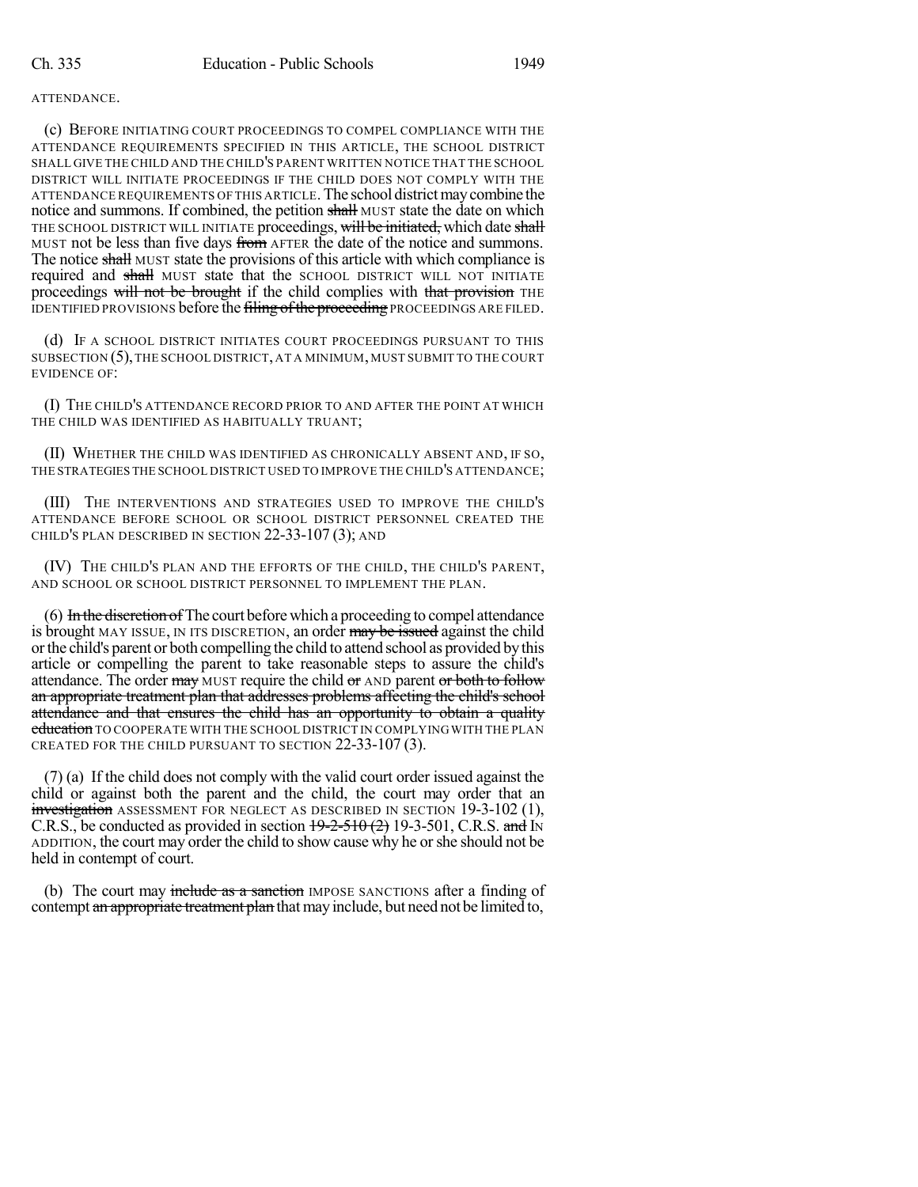ATTENDANCE.

(c) BEFORE INITIATING COURT PROCEEDINGS TO COMPEL COMPLIANCE WITH THE ATTENDANCE REQUIREMENTS SPECIFIED IN THIS ARTICLE, THE SCHOOL DISTRICT SHALL GIVE THE CHILD AND THE CHILD'S PARENT WRITTEN NOTICE THAT THE SCHOOL DISTRICT WILL INITIATE PROCEEDINGS IF THE CHILD DOES NOT COMPLY WITH THE ATTENDANCE REQUIREMENTS OF THIS ARTICLE. The school district may combine the notice and summons. If combined, the petition ~~shall~~ MUST state the date on which THE SCHOOL DISTRICT WILL INITIATE proceedings, ~~will be initiated,~~ which date ~~shall~~ MUST not be less than five days ~~from~~ AFTER the date of the notice and summons. The notice ~~shall~~ MUST state the provisions of this article with which compliance is required and ~~shall~~ MUST state that the SCHOOL DISTRICT WILL NOT INITIATE proceedings ~~will not be brought~~ if the child complies with ~~that provision~~ THE IDENTIFIED PROVISIONS before the ~~filing of the proceeding~~ PROCEEDINGS ARE FILED.

(d) IF A SCHOOL DISTRICT INITIATES COURT PROCEEDINGS PURSUANT TO THIS SUBSECTION (5), THE SCHOOL DISTRICT, AT A MINIMUM, MUST SUBMIT TO THE COURT EVIDENCE OF:

(I) THE CHILD'S ATTENDANCE RECORD PRIOR TO AND AFTER THE POINT AT WHICH THE CHILD WAS IDENTIFIED AS HABITUALLY TRUANT;

(II) WHETHER THE CHILD WAS IDENTIFIED AS CHRONICALLY ABSENT AND, IF SO, THE STRATEGIES THE SCHOOL DISTRICT USED TO IMPROVE THE CHILD'S ATTENDANCE;

(III) THE INTERVENTIONS AND STRATEGIES USED TO IMPROVE THE CHILD'S ATTENDANCE BEFORE SCHOOL OR SCHOOL DISTRICT PERSONNEL CREATED THE CHILD'S PLAN DESCRIBED IN SECTION 22-33-107 (3); AND

(IV) THE CHILD'S PLAN AND THE EFFORTS OF THE CHILD, THE CHILD'S PARENT, AND SCHOOL OR SCHOOL DISTRICT PERSONNEL TO IMPLEMENT THE PLAN.

(6) ~~In the discretion of~~ The court before which a proceeding to compel attendance is brought MAY ISSUE, IN ITS DISCRETION, an order ~~may be issued~~ against the child or the child's parent or both compelling the child to attend school as provided by this article or compelling the parent to take reasonable steps to assure the child's attendance. The order ~~may~~ MUST require the child ~~or~~ AND parent ~~or both to follow an appropriate treatment plan that addresses problems affecting the child's school attendance and that ensures the child has an opportunity to obtain a quality education~~ TO COOPERATE WITH THE SCHOOL DISTRICT IN COMPLYING WITH THE PLAN CREATED FOR THE CHILD PURSUANT TO SECTION 22-33-107 (3).

(7) (a) If the child does not comply with the valid court order issued against the child or against both the parent and the child, the court may order that an ~~investigation~~ ASSESSMENT FOR NEGLECT AS DESCRIBED IN SECTION 19-3-102 (1), C.R.S., be conducted as provided in section ~~19-2-510 (2)~~ 19-3-501, C.R.S. ~~and~~ IN ADDITION, the court may order the child to show cause why he or she should not be held in contempt of court.

(b) The court may ~~include as a sanction~~ IMPOSE SANCTIONS after a finding of contempt ~~an appropriate treatment plan~~ that may include, but need not be limited to,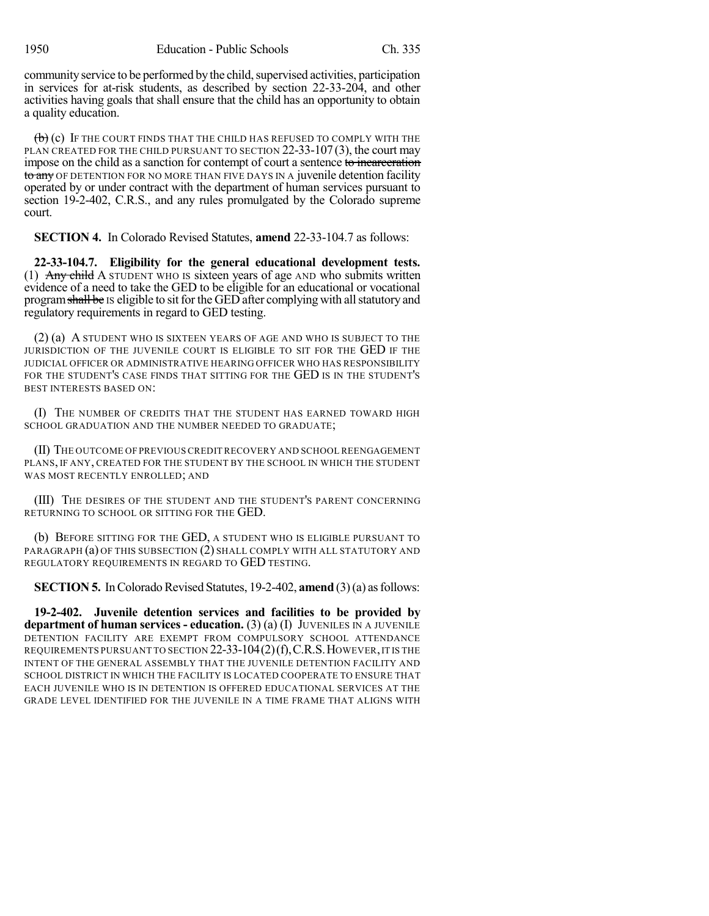community service to be performed by the child, supervised activities, participation in services for at-risk students, as described by section 22-33-204, and other activities having goals that shall ensure that the child has an opportunity to obtain a quality education.

~~(b)~~ (c) IF THE COURT FINDS THAT THE CHILD HAS REFUSED TO COMPLY WITH THE PLAN CREATED FOR THE CHILD PURSUANT TO SECTION 22-33-107 (3), the court may impose on the child as a sanction for contempt of court a sentence ~~to incarceration to any~~ OF DETENTION FOR NO MORE THAN FIVE DAYS IN A juvenile detention facility operated by or under contract with the department of human services pursuant to section 19-2-402, C.R.S., and any rules promulgated by the Colorado supreme court.

**SECTION 4.** In Colorado Revised Statutes, **amend** 22-33-104.7 as follows:

**22-33-104.7. Eligibility for the general educational development tests.** (1) ~~Any child~~ A STUDENT WHO IS sixteen years of age AND who submits written evidence of a need to take the GED to be eligible for an educational or vocational program ~~shall be~~ IS eligible to sit for the GED after complying with all statutory and regulatory requirements in regard to GED testing.

(2) (a) A STUDENT WHO IS SIXTEEN YEARS OF AGE AND WHO IS SUBJECT TO THE JURISDICTION OF THE JUVENILE COURT IS ELIGIBLE TO SIT FOR THE GED IF THE JUDICIAL OFFICER OR ADMINISTRATIVE HEARING OFFICER WHO HAS RESPONSIBILITY FOR THE STUDENT'S CASE FINDS THAT SITTING FOR THE GED IS IN THE STUDENT'S BEST INTERESTS BASED ON:

(I) THE NUMBER OF CREDITS THAT THE STUDENT HAS EARNED TOWARD HIGH SCHOOL GRADUATION AND THE NUMBER NEEDED TO GRADUATE;

(II) THE OUTCOME OF PREVIOUS CREDIT RECOVERY AND SCHOOL REENGAGEMENT PLANS, IF ANY, CREATED FOR THE STUDENT BY THE SCHOOL IN WHICH THE STUDENT WAS MOST RECENTLY ENROLLED; AND

(III) THE DESIRES OF THE STUDENT AND THE STUDENT'S PARENT CONCERNING RETURNING TO SCHOOL OR SITTING FOR THE GED.

(b) BEFORE SITTING FOR THE GED, A STUDENT WHO IS ELIGIBLE PURSUANT TO PARAGRAPH (a) OF THIS SUBSECTION (2) SHALL COMPLY WITH ALL STATUTORY AND REGULATORY REQUIREMENTS IN REGARD TO GED TESTING.

**SECTION 5.** In Colorado Revised Statutes, 19-2-402, **amend** (3) (a) as follows:

**19-2-402. Juvenile detention services and facilities to be provided by department of human services - education.** (3) (a) (I) JUVENILES IN A JUVENILE DETENTION FACILITY ARE EXEMPT FROM COMPULSORY SCHOOL ATTENDANCE REQUIREMENTS PURSUANT TO SECTION 22-33-104 (2)(f), C.R.S. HOWEVER, IT IS THE INTENT OF THE GENERAL ASSEMBLY THAT THE JUVENILE DETENTION FACILITY AND SCHOOL DISTRICT IN WHICH THE FACILITY IS LOCATED COOPERATE TO ENSURE THAT EACH JUVENILE WHO IS IN DETENTION IS OFFERED EDUCATIONAL SERVICES AT THE GRADE LEVEL IDENTIFIED FOR THE JUVENILE IN A TIME FRAME THAT ALIGNS WITH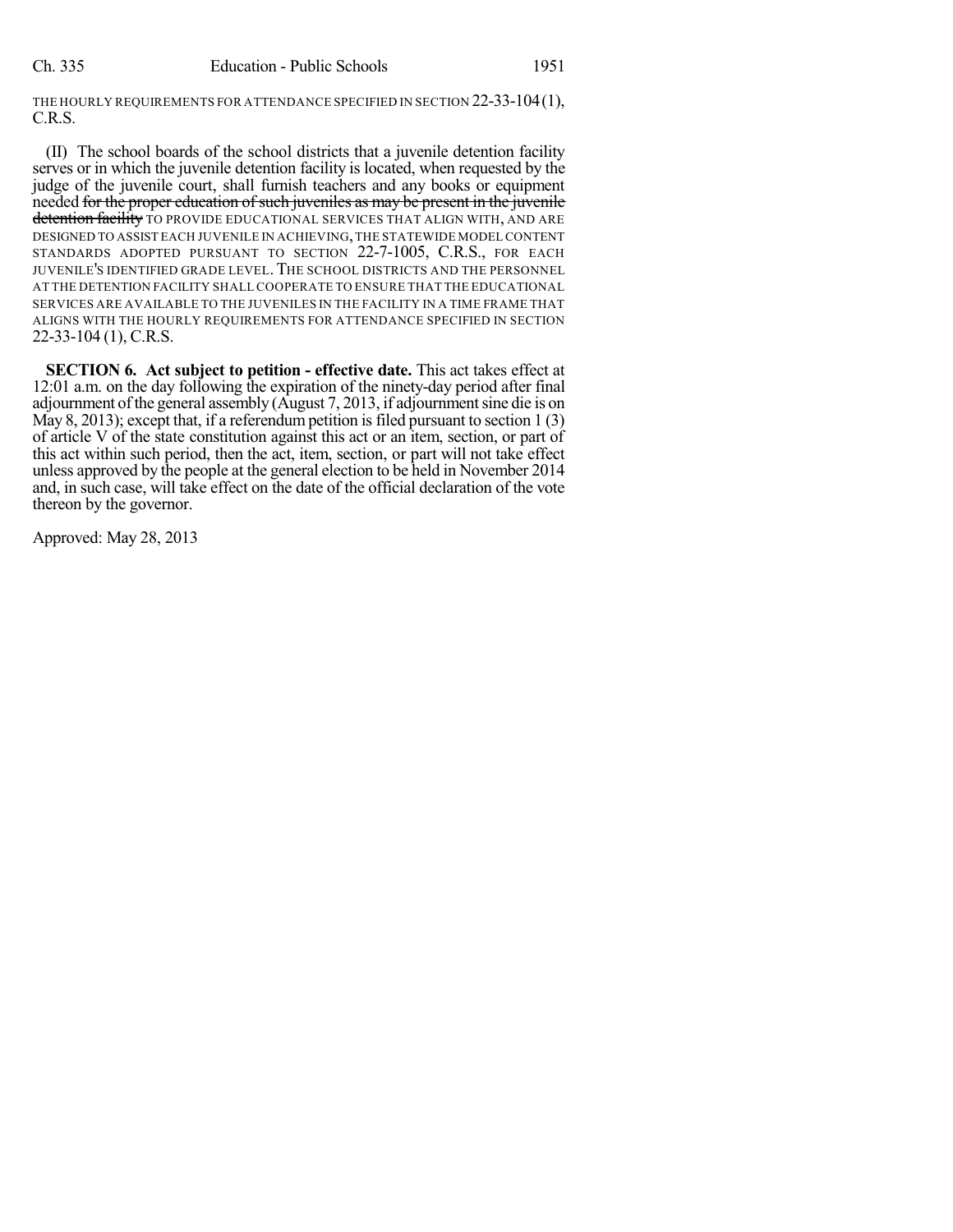THE HOURLY REQUIREMENTS FOR ATTENDANCE SPECIFIED IN SECTION 22-33-104 (1), C.R.S.

(II) The school boards of the school districts that a juvenile detention facility serves or in which the juvenile detention facility is located, when requested by the judge of the juvenile court, shall furnish teachers and any books or equipment needed ~~for the proper education of such juveniles as may be present in the juvenile detention facility~~ TO PROVIDE EDUCATIONAL SERVICES THAT ALIGN WITH, AND ARE DESIGNED TO ASSIST EACH JUVENILE IN ACHIEVING, THE STATEWIDE MODEL CONTENT STANDARDS ADOPTED PURSUANT TO SECTION 22-7-1005, C.R.S., FOR EACH JUVENILE'S IDENTIFIED GRADE LEVEL. THE SCHOOL DISTRICTS AND THE PERSONNEL AT THE DETENTION FACILITY SHALL COOPERATE TO ENSURE THAT THE EDUCATIONAL SERVICES ARE AVAILABLE TO THE JUVENILES IN THE FACILITY IN A TIME FRAME THAT ALIGNS WITH THE HOURLY REQUIREMENTS FOR ATTENDANCE SPECIFIED IN SECTION 22-33-104 (1), C.R.S.

**SECTION 6. Act subject to petition - effective date.** This act takes effect at 12:01 a.m. on the day following the expiration of the ninety-day period after final adjournment of the general assembly (August 7, 2013, if adjournment sine die is on May 8, 2013); except that, if a referendum petition is filed pursuant to section 1 (3) of article V of the state constitution against this act or an item, section, or part of this act within such period, then the act, item, section, or part will not take effect unless approved by the people at the general election to be held in November 2014 and, in such case, will take effect on the date of the official declaration of the vote thereon by the governor.

Approved: May 28, 2013